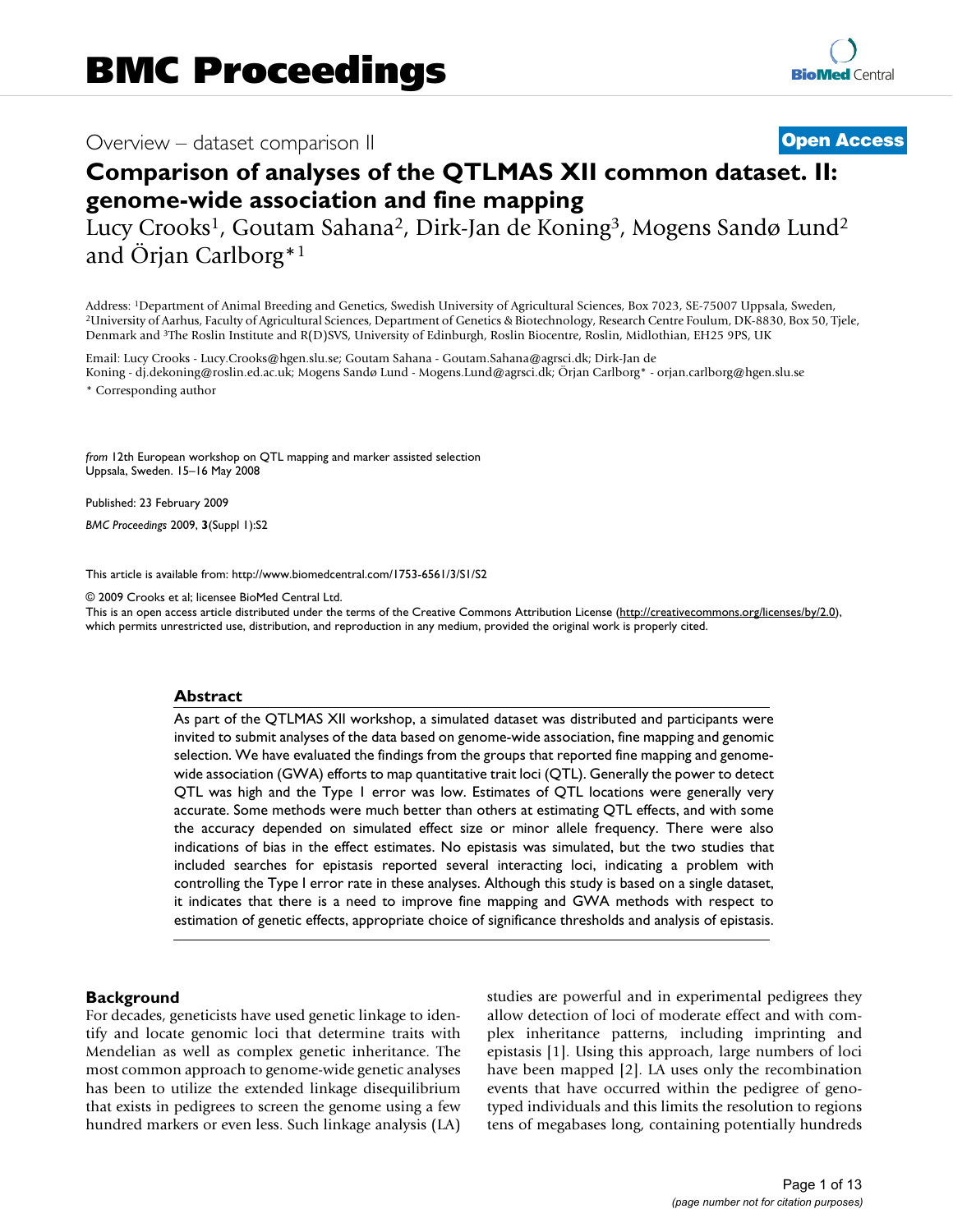Overview – dataset comparison II

**Open Access**

# Comparison of analyses of the QTLMAS XII common dataset. II: genome-wide association and fine mapping

Lucy Crooks[1], Goutam Sahana[2], Dirk-Jan de Koning[3], Mogens Sandø Lund[2] and Örjan Carlborg*[1]

Address: [1]Department of Animal Breeding and Genetics, Swedish University of Agricultural Sciences, Box 7023, SE-75007 Uppsala, Sweden, [2]University of Aarhus, Faculty of Agricultural Sciences, Department of Genetics & Biotechnology, Research Centre Foulum, DK-8830, Box 50, Tjele, Denmark and [3]The Roslin Institute and R(D)SVS, University of Edinburgh, Roslin Biocentre, Roslin, Midlothian, EH25 9PS, UK

Email: Lucy Crooks - Lucy.Crooks@hgen.slu.se; Goutam Sahana - Goutam.Sahana@agrsci.dk; Dirk-Jan de Koning - dj.dekoning@roslin.ed.ac.uk; Mogens Sandø Lund - Mogens.Lund@agrsci.dk; Örjan Carlborg* - orjan.carlborg@hgen.slu.se

\* Corresponding author

*from* 12th European workshop on QTL mapping and marker assisted selection
Uppsala, Sweden. 15–16 May 2008

Published: 23 February 2009

*BMC Proceedings* 2009, **3**(Suppl 1):S2

This article is available from: http://www.biomedcentral.com/1753-6561/3/S1/S2

© 2009 Crooks et al; licensee BioMed Central Ltd.
This is an open access article distributed under the terms of the Creative Commons Attribution License (http://creativecommons.org/licenses/by/2.0), which permits unrestricted use, distribution, and reproduction in any medium, provided the original work is properly cited.

## Abstract

As part of the QTLMAS XII workshop, a simulated dataset was distributed and participants were invited to submit analyses of the data based on genome-wide association, fine mapping and genomic selection. We have evaluated the findings from the groups that reported fine mapping and genome-wide association (GWA) efforts to map quantitative trait loci (QTL). Generally the power to detect QTL was high and the Type 1 error was low. Estimates of QTL locations were generally very accurate. Some methods were much better than others at estimating QTL effects, and with some the accuracy depended on simulated effect size or minor allele frequency. There were also indications of bias in the effect estimates. No epistasis was simulated, but the two studies that included searches for epistasis reported several interacting loci, indicating a problem with controlling the Type I error rate in these analyses. Although this study is based on a single dataset, it indicates that there is a need to improve fine mapping and GWA methods with respect to estimation of genetic effects, appropriate choice of significance thresholds and analysis of epistasis.

## Background

For decades, geneticists have used genetic linkage to identify and locate genomic loci that determine traits with Mendelian as well as complex genetic inheritance. The most common approach to genome-wide genetic analyses has been to utilize the extended linkage disequilibrium that exists in pedigrees to screen the genome using a few hundred markers or even less. Such linkage analysis (LA) studies are powerful and in experimental pedigrees they allow detection of loci of moderate effect and with complex inheritance patterns, including imprinting and epistasis [1]. Using this approach, large numbers of loci have been mapped [2]. LA uses only the recombination events that have occurred within the pedigree of genotyped individuals and this limits the resolution to regions tens of megabases long, containing potentially hundreds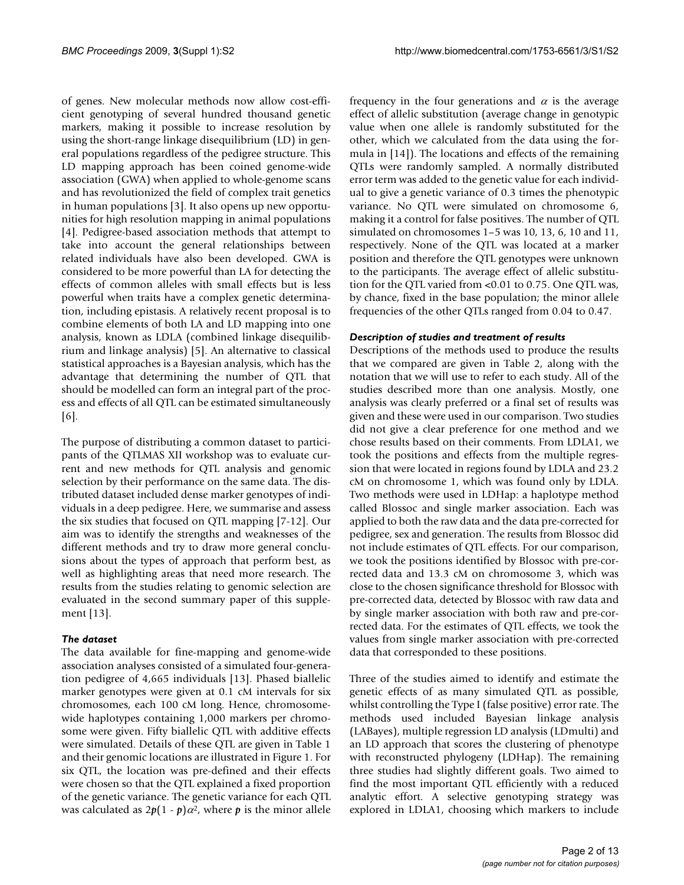of genes. New molecular methods now allow cost-efficient genotyping of several hundred thousand genetic markers, making it possible to increase resolution by using the short-range linkage disequilibrium (LD) in general populations regardless of the pedigree structure. This LD mapping approach has been coined genome-wide association (GWA) when applied to whole-genome scans and has revolutionized the field of complex trait genetics in human populations [3]. It also opens up new opportunities for high resolution mapping in animal populations [4]. Pedigree-based association methods that attempt to take into account the general relationships between related individuals have also been developed. GWA is considered to be more powerful than LA for detecting the effects of common alleles with small effects but is less powerful when traits have a complex genetic determination, including epistasis. A relatively recent proposal is to combine elements of both LA and LD mapping into one analysis, known as LDLA (combined linkage disequilibrium and linkage analysis) [5]. An alternative to classical statistical approaches is a Bayesian analysis, which has the advantage that determining the number of QTL that should be modelled can form an integral part of the process and effects of all QTL can be estimated simultaneously [6].

The purpose of distributing a common dataset to participants of the QTLMAS XII workshop was to evaluate current and new methods for QTL analysis and genomic selection by their performance on the same data. The distributed dataset included dense marker genotypes of individuals in a deep pedigree. Here, we summarise and assess the six studies that focused on QTL mapping [7-12]. Our aim was to identify the strengths and weaknesses of the different methods and try to draw more general conclusions about the types of approach that perform best, as well as highlighting areas that need more research. The results from the studies relating to genomic selection are evaluated in the second summary paper of this supplement [13].

### *The dataset*

The data available for fine-mapping and genome-wide association analyses consisted of a simulated four-generation pedigree of 4,665 individuals [13]. Phased biallelic marker genotypes were given at 0.1 cM intervals for six chromosomes, each 100 cM long. Hence, chromosome-wide haplotypes containing 1,000 markers per chromosome were given. Fifty biallelic QTL with additive effects were simulated. Details of these QTL are given in Table 1 and their genomic locations are illustrated in Figure 1. For six QTL, the location was pre-defined and their effects were chosen so that the QTL explained a fixed proportion of the genetic variance. The genetic variance for each QTL was calculated as $2p(1 - p)\alpha^2$, where $p$ is the minor allele frequency in the four generations and $\alpha$ is the average effect of allelic substitution (average change in genotypic value when one allele is randomly substituted for the other, which we calculated from the data using the formula in [14]). The locations and effects of the remaining QTLs were randomly sampled. A normally distributed error term was added to the genetic value for each individual to give a genetic variance of 0.3 times the phenotypic variance. No QTL were simulated on chromosome 6, making it a control for false positives. The number of QTL simulated on chromosomes 1–5 was 10, 13, 6, 10 and 11, respectively. None of the QTL was located at a marker position and therefore the QTL genotypes were unknown to the participants. The average effect of allelic substitution for the QTL varied from <0.01 to 0.75. One QTL was, by chance, fixed in the base population; the minor allele frequencies of the other QTLs ranged from 0.04 to 0.47.

### *Description of studies and treatment of results*

Descriptions of the methods used to produce the results that we compared are given in Table 2, along with the notation that we will use to refer to each study. All of the studies described more than one analysis. Mostly, one analysis was clearly preferred or a final set of results was given and these were used in our comparison. Two studies did not give a clear preference for one method and we chose results based on their comments. From LDLA1, we took the positions and effects from the multiple regression that were located in regions found by LDLA and 23.2 cM on chromosome 1, which was found only by LDLA. Two methods were used in LDHap: a haplotype method called Blossoc and single marker association. Each was applied to both the raw data and the data pre-corrected for pedigree, sex and generation. The results from Blossoc did not include estimates of QTL effects. For our comparison, we took the positions identified by Blossoc with pre-corrected data and 13.3 cM on chromosome 3, which was close to the chosen significance threshold for Blossoc with pre-corrected data, detected by Blossoc with raw data and by single marker association with both raw and pre-corrected data. For the estimates of QTL effects, we took the values from single marker association with pre-corrected data that corresponded to these positions.

Three of the studies aimed to identify and estimate the genetic effects of as many simulated QTL as possible, whilst controlling the Type I (false positive) error rate. The methods used included Bayesian linkage analysis (LABayes), multiple regression LD analysis (LDmulti) and an LD approach that scores the clustering of phenotype with reconstructed phylogeny (LDHap). The remaining three studies had slightly different goals. Two aimed to find the most important QTL efficiently with a reduced analytic effort. A selective genotyping strategy was explored in LDLA1, choosing which markers to include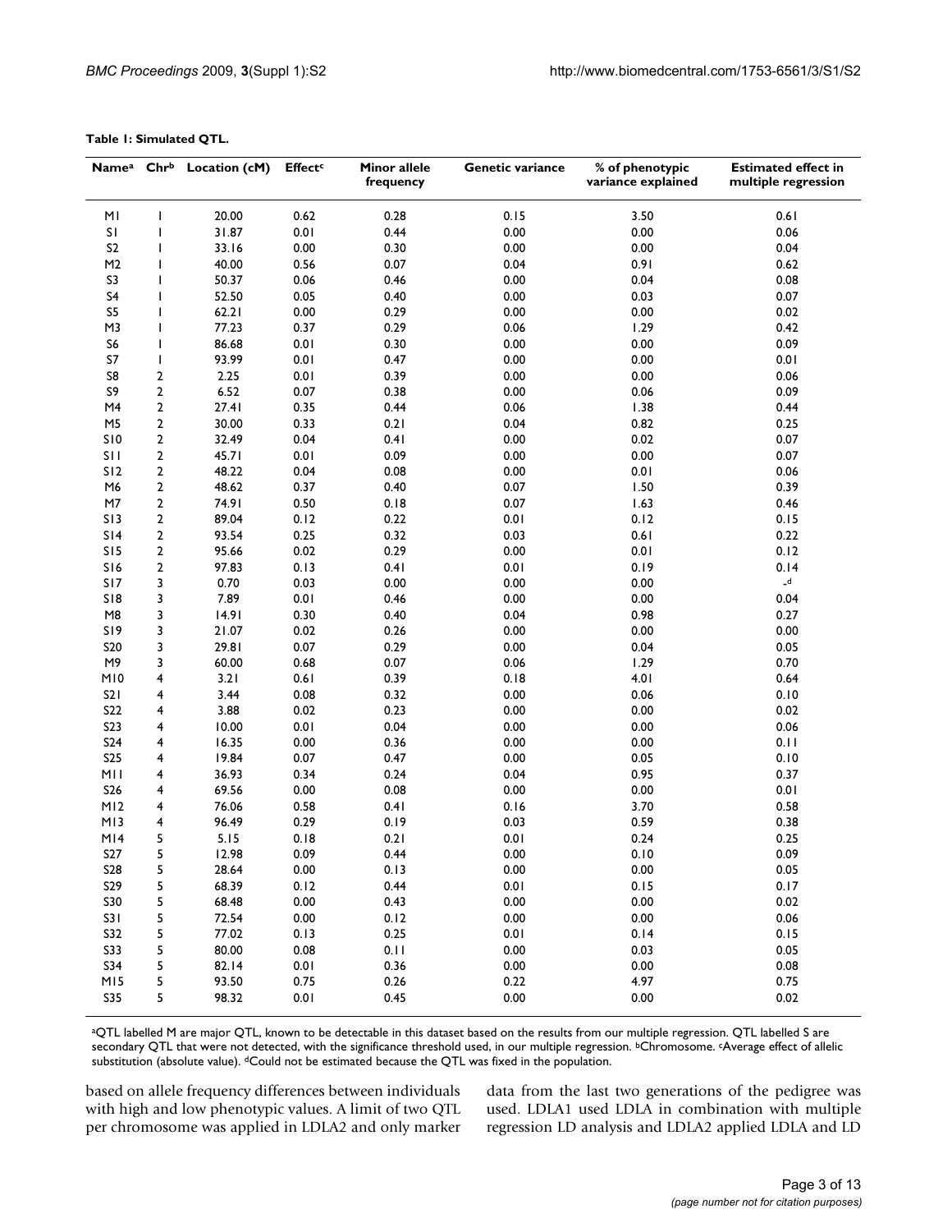**Table 1: Simulated QTL.**

| Name[a] | Chr[b] | Location (cM) | Effect[c] | Minor allele frequency | Genetic variance | % of phenotypic variance explained | Estimated effect in multiple regression |
|---|---|---|---|---|---|---|---|
| M1 | 1 | 20.00 | 0.62 | 0.28 | 0.15 | 3.50 | 0.61 |
| S1 | 1 | 31.87 | 0.01 | 0.44 | 0.00 | 0.00 | 0.06 |
| S2 | 1 | 33.16 | 0.00 | 0.30 | 0.00 | 0.00 | 0.04 |
| M2 | 1 | 40.00 | 0.56 | 0.07 | 0.04 | 0.91 | 0.62 |
| S3 | 1 | 50.37 | 0.06 | 0.46 | 0.00 | 0.04 | 0.08 |
| S4 | 1 | 52.50 | 0.05 | 0.40 | 0.00 | 0.03 | 0.07 |
| S5 | 1 | 62.21 | 0.00 | 0.29 | 0.00 | 0.00 | 0.02 |
| M3 | 1 | 77.23 | 0.37 | 0.29 | 0.06 | 1.29 | 0.42 |
| S6 | 1 | 86.68 | 0.01 | 0.30 | 0.00 | 0.00 | 0.09 |
| S7 | 1 | 93.99 | 0.01 | 0.47 | 0.00 | 0.00 | 0.01 |
| S8 | 2 | 2.25 | 0.01 | 0.39 | 0.00 | 0.00 | 0.06 |
| S9 | 2 | 6.52 | 0.07 | 0.38 | 0.00 | 0.06 | 0.09 |
| M4 | 2 | 27.41 | 0.35 | 0.44 | 0.06 | 1.38 | 0.44 |
| M5 | 2 | 30.00 | 0.33 | 0.21 | 0.04 | 0.82 | 0.25 |
| S10 | 2 | 32.49 | 0.04 | 0.41 | 0.00 | 0.02 | 0.07 |
| S11 | 2 | 45.71 | 0.01 | 0.09 | 0.00 | 0.00 | 0.07 |
| S12 | 2 | 48.22 | 0.04 | 0.08 | 0.00 | 0.01 | 0.06 |
| M6 | 2 | 48.62 | 0.37 | 0.40 | 0.07 | 1.50 | 0.39 |
| M7 | 2 | 74.91 | 0.50 | 0.18 | 0.07 | 1.63 | 0.46 |
| S13 | 2 | 89.04 | 0.12 | 0.22 | 0.01 | 0.12 | 0.15 |
| S14 | 2 | 93.54 | 0.25 | 0.32 | 0.03 | 0.61 | 0.22 |
| S15 | 2 | 95.66 | 0.02 | 0.29 | 0.00 | 0.01 | 0.12 |
| S16 | 2 | 97.83 | 0.13 | 0.41 | 0.01 | 0.19 | 0.14 |
| S17 | 3 | 0.70 | 0.03 | 0.00 | 0.00 | 0.00 | -[d] |
| S18 | 3 | 7.89 | 0.01 | 0.46 | 0.00 | 0.00 | 0.04 |
| M8 | 3 | 14.91 | 0.30 | 0.40 | 0.04 | 0.98 | 0.27 |
| S19 | 3 | 21.07 | 0.02 | 0.26 | 0.00 | 0.00 | 0.00 |
| S20 | 3 | 29.81 | 0.07 | 0.29 | 0.00 | 0.04 | 0.05 |
| M9 | 3 | 60.00 | 0.68 | 0.07 | 0.06 | 1.29 | 0.70 |
| M10 | 4 | 3.21 | 0.61 | 0.39 | 0.18 | 4.01 | 0.64 |
| S21 | 4 | 3.44 | 0.08 | 0.32 | 0.00 | 0.06 | 0.10 |
| S22 | 4 | 3.88 | 0.02 | 0.23 | 0.00 | 0.00 | 0.02 |
| S23 | 4 | 10.00 | 0.01 | 0.04 | 0.00 | 0.00 | 0.06 |
| S24 | 4 | 16.35 | 0.00 | 0.36 | 0.00 | 0.00 | 0.11 |
| S25 | 4 | 19.84 | 0.07 | 0.47 | 0.00 | 0.05 | 0.10 |
| M11 | 4 | 36.93 | 0.34 | 0.24 | 0.04 | 0.95 | 0.37 |
| S26 | 4 | 69.56 | 0.00 | 0.08 | 0.00 | 0.00 | 0.01 |
| M12 | 4 | 76.06 | 0.58 | 0.41 | 0.16 | 3.70 | 0.58 |
| M13 | 4 | 96.49 | 0.29 | 0.19 | 0.03 | 0.59 | 0.38 |
| M14 | 5 | 5.15 | 0.18 | 0.21 | 0.01 | 0.24 | 0.25 |
| S27 | 5 | 12.98 | 0.09 | 0.44 | 0.00 | 0.10 | 0.09 |
| S28 | 5 | 28.64 | 0.00 | 0.13 | 0.00 | 0.00 | 0.05 |
| S29 | 5 | 68.39 | 0.12 | 0.44 | 0.01 | 0.15 | 0.17 |
| S30 | 5 | 68.48 | 0.00 | 0.43 | 0.00 | 0.00 | 0.02 |
| S31 | 5 | 72.54 | 0.00 | 0.12 | 0.00 | 0.00 | 0.06 |
| S32 | 5 | 77.02 | 0.13 | 0.25 | 0.01 | 0.14 | 0.15 |
| S33 | 5 | 80.00 | 0.08 | 0.11 | 0.00 | 0.03 | 0.05 |
| S34 | 5 | 82.14 | 0.01 | 0.36 | 0.00 | 0.00 | 0.08 |
| M15 | 5 | 93.50 | 0.75 | 0.26 | 0.22 | 4.97 | 0.75 |
| S35 | 5 | 98.32 | 0.01 | 0.45 | 0.00 | 0.00 | 0.02 |

[a]QTL labelled M are major QTL, known to be detectable in this dataset based on the results from our multiple regression. QTL labelled S are secondary QTL that were not detected, with the significance threshold used, in our multiple regression. [b]Chromosome. [c]Average effect of allelic substitution (absolute value). [d]Could not be estimated because the QTL was fixed in the population.

based on allele frequency differences between individuals with high and low phenotypic values. A limit of two QTL per chromosome was applied in LDLA2 and only marker data from the last two generations of the pedigree was used. LDLA1 used LDLA in combination with multiple regression LD analysis and LDLA2 applied LDLA and LD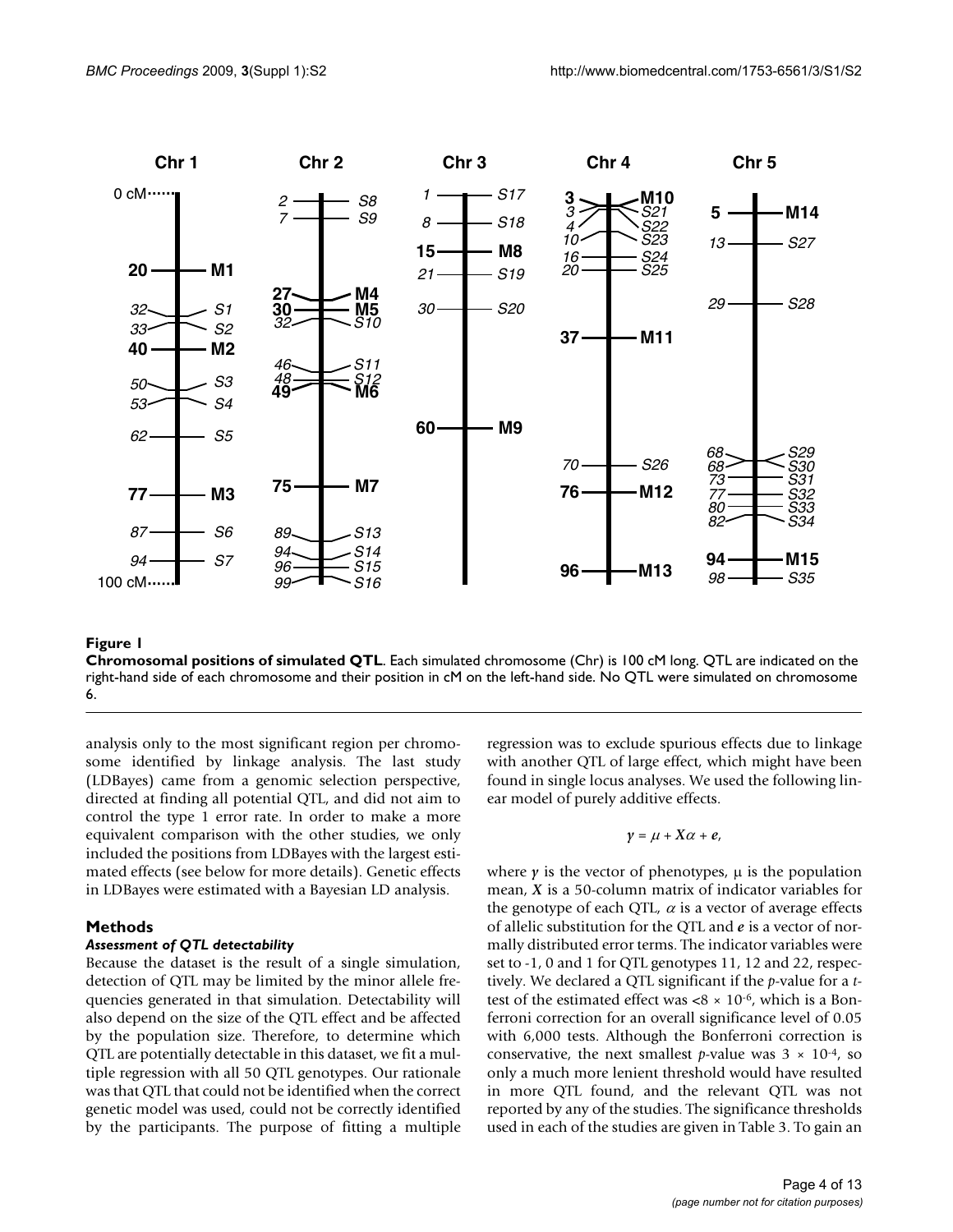**Figure 1**

**Chromosomal positions of simulated QTL**. Each simulated chromosome (Chr) is 100 cM long. QTL are indicated on the right-hand side of each chromosome and their position in cM on the left-hand side. No QTL were simulated on chromosome 6.

analysis only to the most significant region per chromosome identified by linkage analysis. The last study (LDBayes) came from a genomic selection perspective, directed at finding all potential QTL, and did not aim to control the type 1 error rate. In order to make a more equivalent comparison with the other studies, we only included the positions from LDBayes with the largest estimated effects (see below for more details). Genetic effects in LDBayes were estimated with a Bayesian LD analysis.

## Methods

### Assessment of QTL detectability

Because the dataset is the result of a single simulation, detection of QTL may be limited by the minor allele frequencies generated in that simulation. Detectability will also depend on the size of the QTL effect and be affected by the population size. Therefore, to determine which QTL are potentially detectable in this dataset, we fit a multiple regression with all 50 QTL genotypes. Our rationale was that QTL that could not be identified when the correct genetic model was used, could not be correctly identified by the participants. The purpose of fitting a multiple regression was to exclude spurious effects due to linkage with another QTL of large effect, which might have been found in single locus analyses. We used the following linear model of purely additive effects.

$$y = \mu + X\alpha + e,$$

where $y$ is the vector of phenotypes, $\mu$ is the population mean, $X$ is a 50-column matrix of indicator variables for the genotype of each QTL, $\alpha$ is a vector of average effects of allelic substitution for the QTL and $e$ is a vector of normally distributed error terms. The indicator variables were set to -1, 0 and 1 for QTL genotypes 11, 12 and 22, respectively. We declared a QTL significant if the $p$-value for a $t$-test of the estimated effect was $<8 \times 10^{-6}$, which is a Bonferroni correction for an overall significance level of 0.05 with 6,000 tests. Although the Bonferroni correction is conservative, the next smallest $p$-value was $3 \times 10^{-4}$, so only a much more lenient threshold would have resulted in more QTL found, and the relevant QTL was not reported by any of the studies. The significance thresholds used in each of the studies are given in Table 3. To gain an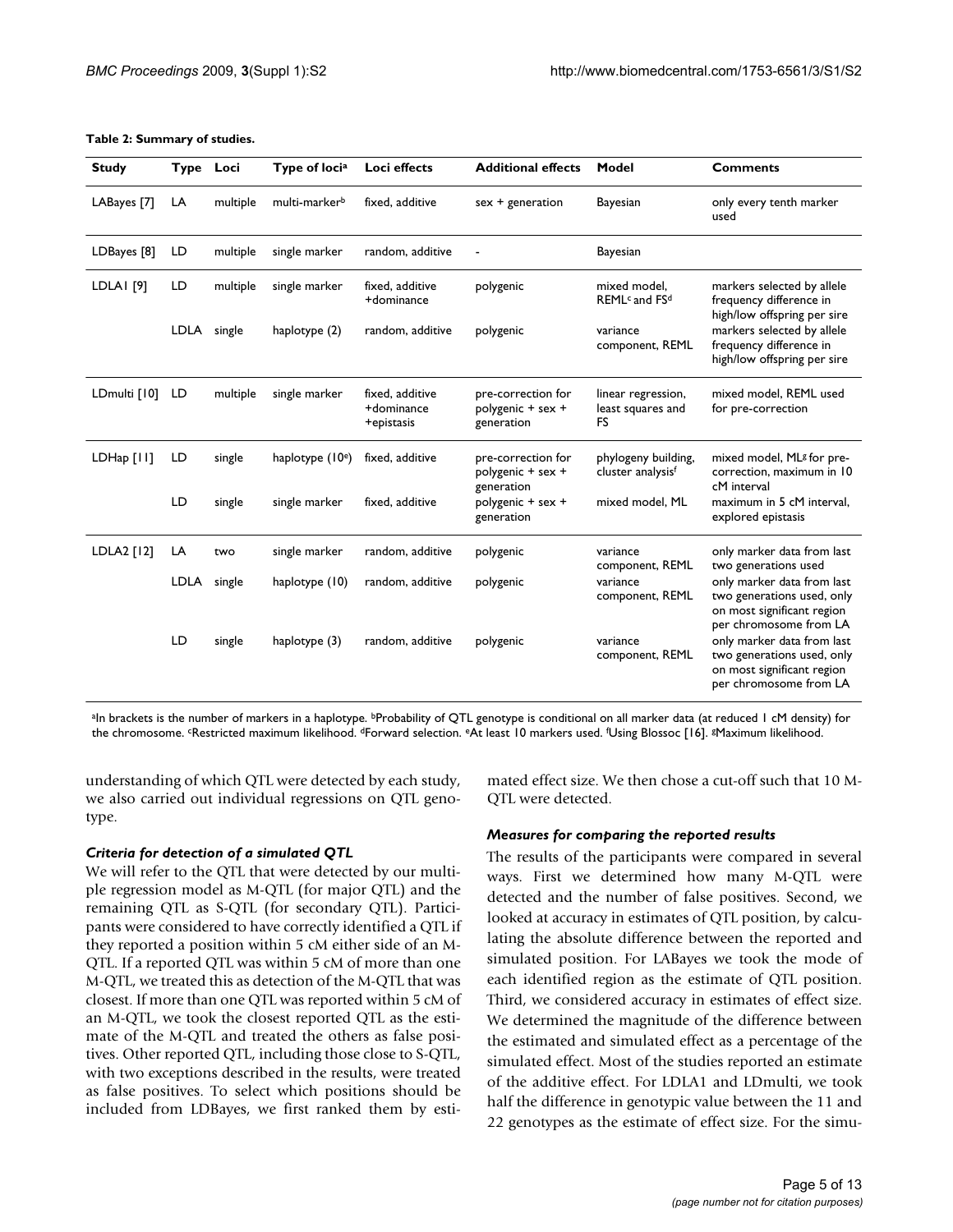**Table 2: Summary of studies.**

| Study | Type | Loci | Type of loci[a] | Loci effects | Additional effects | Model | Comments |
|---|---|---|---|---|---|---|---|
| LABayes [7] | LA | multiple | multi-marker[b] | fixed, additive | sex + generation | Bayesian | only every tenth marker used |
| LDBayes [8] | LD | multiple | single marker | random, additive | - | Bayesian | |
| LDLA1 [9] | LD | multiple | single marker | fixed, additive +dominance | polygenic | mixed model, REML[c] and FS[d] | markers selected by allele frequency difference in high/low offspring per sire |
| | LDLA | single | haplotype (2) | random, additive | polygenic | variance component, REML | markers selected by allele frequency difference in high/low offspring per sire |
| LDmulti [10] | LD | multiple | single marker | fixed, additive +dominance +epistasis | pre-correction for polygenic + sex + generation | linear regression, least squares and FS | mixed model, REML used for pre-correction |
| LDHap [11] | LD | single | haplotype (10[e]) | fixed, additive | pre-correction for polygenic + sex + generation | phylogeny building, cluster analysis[f] | mixed model, ML[g] for pre-correction, maximum in 10 cM interval |
| | LD | single | single marker | fixed, additive | polygenic + sex + generation | mixed model, ML | maximum in 5 cM interval, explored epistasis |
| LDLA2 [12] | LA | two | single marker | random, additive | polygenic | variance component, REML | only marker data from last two generations used |
| | LDLA | single | haplotype (10) | random, additive | polygenic | variance component, REML | only marker data from last two generations used, only on most significant region per chromosome from LA |
| | LD | single | haplotype (3) | random, additive | polygenic | variance component, REML | only marker data from last two generations used, only on most significant region per chromosome from LA |

[a]In brackets is the number of markers in a haplotype. [b]Probability of QTL genotype is conditional on all marker data (at reduced 1 cM density) for the chromosome. [c]Restricted maximum likelihood. [d]Forward selection. [e]At least 10 markers used. [f]Using Blossoc [16]. [g]Maximum likelihood.

understanding of which QTL were detected by each study, we also carried out individual regressions on QTL genotype.

### *Criteria for detection of a simulated QTL*

We will refer to the QTL that were detected by our multiple regression model as M-QTL (for major QTL) and the remaining QTL as S-QTL (for secondary QTL). Participants were considered to have correctly identified a QTL if they reported a position within 5 cM either side of an M-QTL. If a reported QTL was within 5 cM of more than one M-QTL, we treated this as detection of the M-QTL that was closest. If more than one QTL was reported within 5 cM of an M-QTL, we took the closest reported QTL as the estimate of the M-QTL and treated the others as false positives. Other reported QTL, including those close to S-QTL, with two exceptions described in the results, were treated as false positives. To select which positions should be included from LDBayes, we first ranked them by estimated effect size. We then chose a cut-off such that 10 M-QTL were detected.

### *Measures for comparing the reported results*

The results of the participants were compared in several ways. First we determined how many M-QTL were detected and the number of false positives. Second, we looked at accuracy in estimates of QTL position, by calculating the absolute difference between the reported and simulated position. For LABayes we took the mode of each identified region as the estimate of QTL position. Third, we considered accuracy in estimates of effect size. We determined the magnitude of the difference between the estimated and simulated effect as a percentage of the simulated effect. Most of the studies reported an estimate of the additive effect. For LDLA1 and LDmulti, we took half the difference in genotypic value between the 11 and 22 genotypes as the estimate of effect size. For the simu-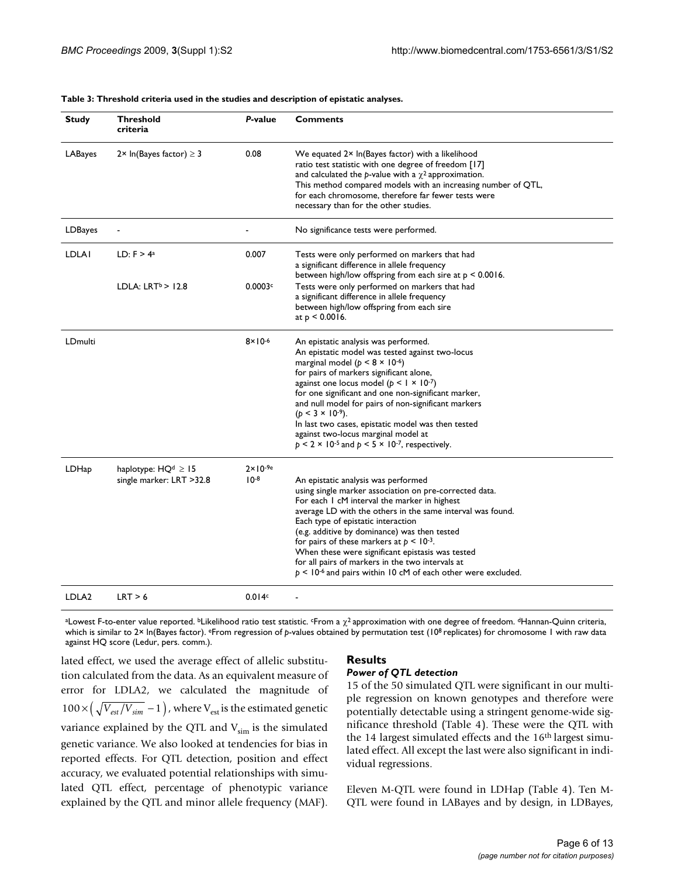**Table 3: Threshold criteria used in the studies and description of epistatic analyses.**

| Study | Threshold criteria | *P*-value | Comments |
|---|---|---|---|
| LABayes | 2× ln(Bayes factor) ≥ 3 | 0.08 | We equated 2× ln(Bayes factor) with a likelihood ratio test statistic with one degree of freedom [17] and calculated the *p*-value with a $\chi^2$ approximation. This method compared models with an increasing number of QTL, for each chromosome, therefore far fewer tests were necessary than for the other studies. |
| LDBayes | - | - | No significance tests were performed. |
| LDLA1 | LD: F > 4[a] | 0.007 | Tests were only performed on markers that had a significant difference in allele frequency between high/low offspring from each sire at $p < 0.0016$. |
| | LDLA: LRT[b] > 12.8 | 0.0003[c] | Tests were only performed on markers that had a significant difference in allele frequency between high/low offspring from each sire at $p < 0.0016$. |
| LDmulti | | $8 \times 10^{-6}$ | An epistatic analysis was performed. An epistatic model was tested against two-locus marginal model ($p < 8 \times 10^{-6}$) for pairs of markers significant alone, against one locus model ($p < 1 \times 10^{-7}$) for one significant and one non-significant marker, and null model for pairs of non-significant markers ($p < 3 \times 10^{-9}$). In last two cases, epistatic model was then tested against two-locus marginal model at $p < 2 \times 10^{-5}$ and $p < 5 \times 10^{-7}$, respectively. |
| LDHap | haplotype: HQ[d] ≥ 15<br>single marker: LRT >32.8 | $2 \times 10^{-9}$[e]<br>$10^{-8}$ | An epistatic analysis was performed using single marker association on pre-corrected data. For each 1 cM interval the marker in highest average LD with the others in the same interval was found. Each type of epistatic interaction (e.g. additive by dominance) was then tested for pairs of these markers at $p < 10^{-3}$. When these were significant epistasis was tested for all pairs of markers in the two intervals at $p < 10^{-6}$ and pairs within 10 cM of each other were excluded. |
| LDLA2 | LRT > 6 | 0.014[c] | - |

[a]Lowest F-to-enter value reported. [b]Likelihood ratio test statistic. [c]From a $\chi^2$ approximation with one degree of freedom. [d]Hannan-Quinn criteria, which is similar to 2× ln(Bayes factor). [e]From regression of *p*-values obtained by permutation test ($10^8$ replicates) for chromosome 1 with raw data against HQ score (Ledur, pers. comm.).

lated effect, we used the average effect of allelic substitution calculated from the data. As an equivalent measure of error for LDLA2, we calculated the magnitude of $100 \times \left(\sqrt{V_{est}/V_{sim}} - 1\right)$, where $V_{est}$ is the estimated genetic variance explained by the QTL and $V_{sim}$ is the simulated genetic variance. We also looked at tendencies for bias in reported effects. For QTL detection, position and effect accuracy, we evaluated potential relationships with simulated QTL effect, percentage of phenotypic variance explained by the QTL and minor allele frequency (MAF).

## Results

### *Power of QTL detection*

15 of the 50 simulated QTL were significant in our multiple regression on known genotypes and therefore were potentially detectable using a stringent genome-wide significance threshold (Table 4). These were the QTL with the 14 largest simulated effects and the 16th largest simulated effect. All except the last were also significant in individual regressions.

Eleven M-QTL were found in LDHap (Table 4). Ten M-QTL were found in LABayes and by design, in LDBayes,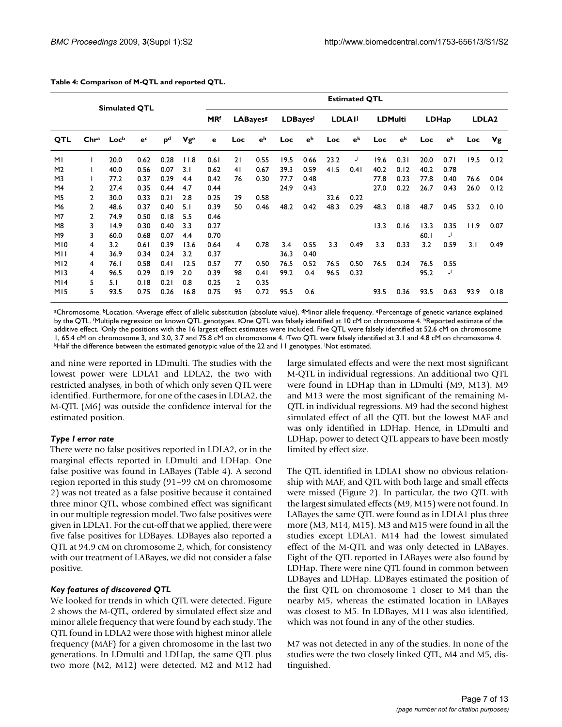**Table 4: Comparison of M-QTL and reported QTL.**

| Simulated QTL | | | | | | Estimated QTL | | | | | | | | | | | | | | |
|---|---|---|---|---|---|---|---|---|---|---|---|---|---|---|---|---|---|---|---|---|
| | | | | | | MR[f] | LABayes[g] | | LDBayes[i] | | LDLA1[j] | | LDMulti | | LDHap | | LDLA2 | |
| QTL | Chr[a] | Loc[b] | e[c] | p[d] | Vg[e] | e | Loc | e[h] | Loc | e[h] | Loc | e[k] | Loc | e[k] | Loc | e[h] | Loc | Vg |
| M1 | 1 | 20.0 | 0.62 | 0.28 | 11.8 | 0.61 | 21 | 0.55 | 19.5 | 0.66 | 23.2 | -[l] | 19.6 | 0.31 | 20.0 | 0.71 | 19.5 | 0.12 |
| M2 | 1 | 40.0 | 0.56 | 0.07 | 3.1 | 0.62 | 41 | 0.67 | 39.3 | 0.59 | 41.5 | 0.41 | 40.2 | 0.12 | 40.2 | 0.78 | | |
| M3 | 1 | 77.2 | 0.37 | 0.29 | 4.4 | 0.42 | 76 | 0.30 | 77.7 | 0.48 | | | 77.8 | 0.23 | 77.8 | 0.40 | 76.6 | 0.04 |
| M4 | 2 | 27.4 | 0.35 | 0.44 | 4.7 | 0.44 | | | 24.9 | 0.43 | | | 27.0 | 0.22 | 26.7 | 0.43 | 26.0 | 0.12 |
| M5 | 2 | 30.0 | 0.33 | 0.21 | 2.8 | 0.25 | 29 | 0.58 | | | 32.6 | 0.22 | | | | | | |
| M6 | 2 | 48.6 | 0.37 | 0.40 | 5.1 | 0.39 | 50 | 0.46 | 48.2 | 0.42 | 48.3 | 0.29 | 48.3 | 0.18 | 48.7 | 0.45 | 53.2 | 0.10 |
| M7 | 2 | 74.9 | 0.50 | 0.18 | 5.5 | 0.46 | | | | | | | | | | | | |
| M8 | 3 | 14.9 | 0.30 | 0.40 | 3.3 | 0.27 | | | | | | | 13.3 | 0.16 | 13.3 | 0.35 | 11.9 | 0.07 |
| M9 | 3 | 60.0 | 0.68 | 0.07 | 4.4 | 0.70 | | | | | | | | | 60.1 | -[l] | | |
| M10 | 4 | 3.2 | 0.61 | 0.39 | 13.6 | 0.64 | 4 | 0.78 | 3.4 | 0.55 | 3.3 | 0.49 | 3.3 | 0.33 | 3.2 | 0.59 | 3.1 | 0.49 |
| M11 | 4 | 36.9 | 0.34 | 0.24 | 3.2 | 0.37 | | | 36.3 | 0.40 | | | | | | | | |
| M12 | 4 | 76.1 | 0.58 | 0.41 | 12.5 | 0.57 | 77 | 0.50 | 76.5 | 0.52 | 76.5 | 0.50 | 76.5 | 0.24 | 76.5 | 0.55 | | |
| M13 | 4 | 96.5 | 0.29 | 0.19 | 2.0 | 0.39 | 98 | 0.41 | 99.2 | 0.4 | 96.5 | 0.32 | | | 95.2 | -[l] | | |
| M14 | 5 | 5.1 | 0.18 | 0.21 | 0.8 | 0.25 | 2 | 0.35 | | | | | | | | | | |
| M15 | 5 | 93.5 | 0.75 | 0.26 | 16.8 | 0.75 | 95 | 0.72 | 95.5 | 0.6 | | | 93.5 | 0.36 | 93.5 | 0.63 | 93.9 | 0.18 |

[a]Chromosome. [b]Location. [c]Average effect of allelic substitution (absolute value). [d]Minor allele frequency. [e]Percentage of genetic variance explained by the QTL. [f]Multiple regression on known QTL genotypes. [g]One QTL was falsely identified at 10 cM on chromosome 4. [h]Reported estimate of the additive effect. [i]Only the positions with the 16 largest effect estimates were included. Five QTL were falsely identified at 52.6 cM on chromosome 1, 65.4 cM on chromosome 3, and 3.0, 3.7 and 75.8 cM on chromosome 4. [j]Two QTL were falsely identified at 3.1 and 4.8 cM on chromosome 4. [k]Half the difference between the estimated genotypic value of the 22 and 11 genotypes. [l]Not estimated.

and nine were reported in LDmulti. The studies with the lowest power were LDLA1 and LDLA2, the two with restricted analyses, in both of which only seven QTL were identified. Furthermore, for one of the cases in LDLA2, the M-QTL (M6) was outside the confidence interval for the estimated position.

### *Type I error rate*

There were no false positives reported in LDLA2, or in the marginal effects reported in LDmulti and LDHap. One false positive was found in LABayes (Table 4). A second region reported in this study (91–99 cM on chromosome 2) was not treated as a false positive because it contained three minor QTL, whose combined effect was significant in our multiple regression model. Two false positives were given in LDLA1. For the cut-off that we applied, there were five false positives for LDBayes. LDBayes also reported a QTL at 94.9 cM on chromosome 2, which, for consistency with our treatment of LABayes, we did not consider a false positive.

### *Key features of discovered QTL*

We looked for trends in which QTL were detected. Figure 2 shows the M-QTL, ordered by simulated effect size and minor allele frequency that were found by each study. The QTL found in LDLA2 were those with highest minor allele frequency (MAF) for a given chromosome in the last two generations. In LDmulti and LDHap, the same QTL plus two more (M2, M12) were detected. M2 and M12 had large simulated effects and were the next most significant M-QTL in individual regressions. An additional two QTL were found in LDHap than in LDmulti (M9, M13). M9 and M13 were the most significant of the remaining M-QTL in individual regressions. M9 had the second highest simulated effect of all the QTL but the lowest MAF and was only identified in LDHap. Hence, in LDmulti and LDHap, power to detect QTL appears to have been mostly limited by effect size.

The QTL identified in LDLA1 show no obvious relationship with MAF, and QTL with both large and small effects were missed (Figure 2). In particular, the two QTL with the largest simulated effects (M9, M15) were not found. In LABayes the same QTL were found as in LDLA1 plus three more (M3, M14, M15). M3 and M15 were found in all the studies except LDLA1. M14 had the lowest simulated effect of the M-QTL and was only detected in LABayes. Eight of the QTL reported in LABayes were also found by LDHap. There were nine QTL found in common between LDBayes and LDHap. LDBayes estimated the position of the first QTL on chromosome 1 closer to M4 than the nearby M5, whereas the estimated location in LABayes was closest to M5. In LDBayes, M11 was also identified, which was not found in any of the other studies.

M7 was not detected in any of the studies. In none of the studies were the two closely linked QTL, M4 and M5, distinguished.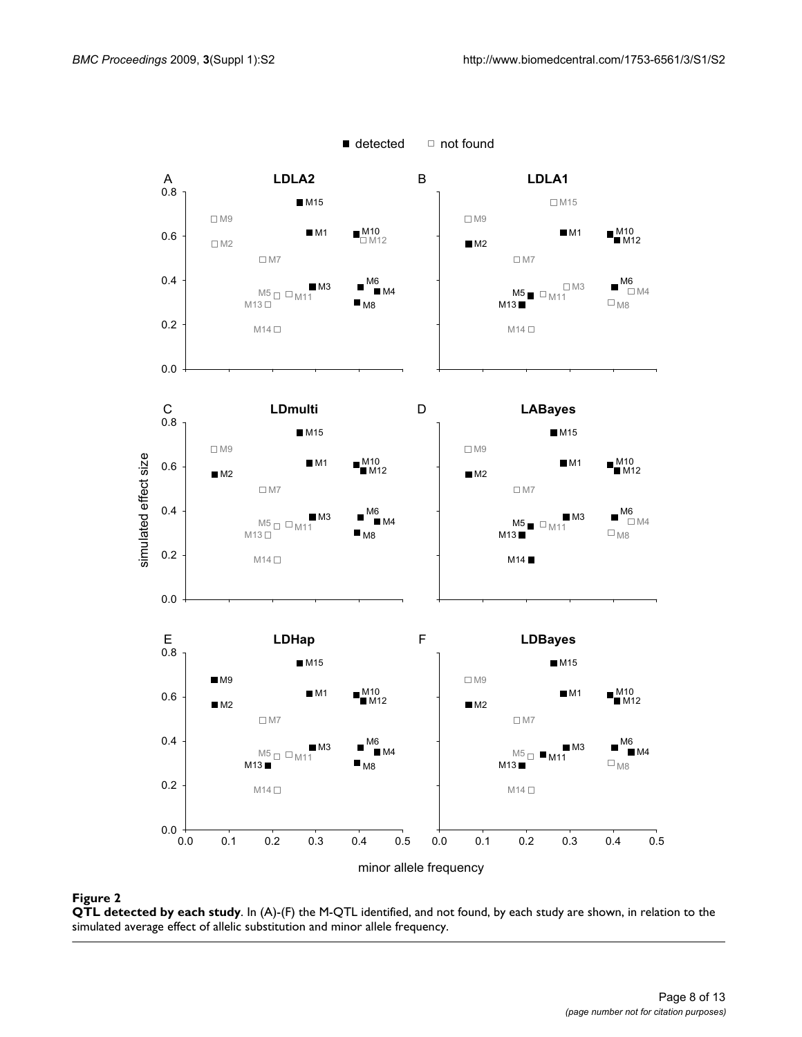**Figure 2**

**QTL detected by each study**. In (A)-(F) the M-QTL identified, and not found, by each study are shown, in relation to the simulated average effect of allelic substitution and minor allele frequency.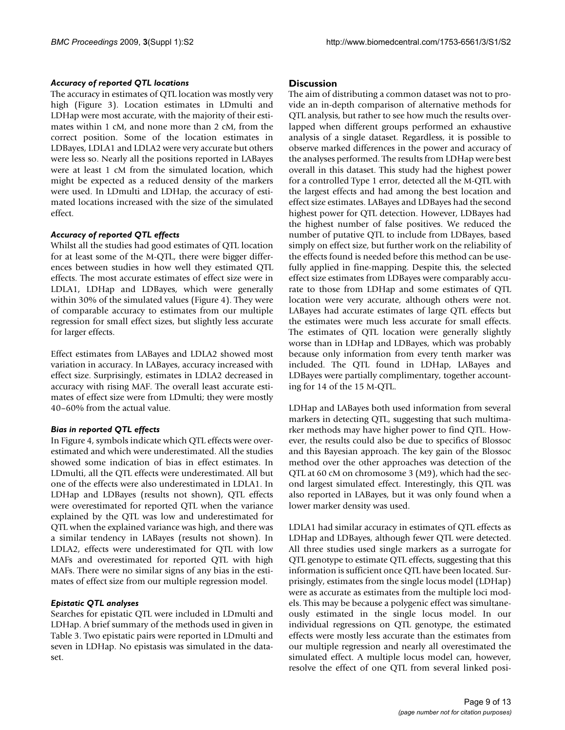### *Accuracy of reported QTL locations*

The accuracy in estimates of QTL location was mostly very high (Figure 3). Location estimates in LDmulti and LDHap were most accurate, with the majority of their estimates within 1 cM, and none more than 2 cM, from the correct position. Some of the location estimates in LDBayes, LDLA1 and LDLA2 were very accurate but others were less so. Nearly all the positions reported in LABayes were at least 1 cM from the simulated location, which might be expected as a reduced density of the markers were used. In LDmulti and LDHap, the accuracy of estimated locations increased with the size of the simulated effect.

### *Accuracy of reported QTL effects*

Whilst all the studies had good estimates of QTL location for at least some of the M-QTL, there were bigger differences between studies in how well they estimated QTL effects. The most accurate estimates of effect size were in LDLA1, LDHap and LDBayes, which were generally within 30% of the simulated values (Figure 4). They were of comparable accuracy to estimates from our multiple regression for small effect sizes, but slightly less accurate for larger effects.

Effect estimates from LABayes and LDLA2 showed most variation in accuracy. In LABayes, accuracy increased with effect size. Surprisingly, estimates in LDLA2 decreased in accuracy with rising MAF. The overall least accurate estimates of effect size were from LDmulti; they were mostly 40–60% from the actual value.

### *Bias in reported QTL effects*

In Figure 4, symbols indicate which QTL effects were overestimated and which were underestimated. All the studies showed some indication of bias in effect estimates. In LDmulti, all the QTL effects were underestimated. All but one of the effects were also underestimated in LDLA1. In LDHap and LDBayes (results not shown), QTL effects were overestimated for reported QTL when the variance explained by the QTL was low and underestimated for QTL when the explained variance was high, and there was a similar tendency in LABayes (results not shown). In LDLA2, effects were underestimated for QTL with low MAFs and overestimated for reported QTL with high MAFs. There were no similar signs of any bias in the estimates of effect size from our multiple regression model.

### *Epistatic QTL analyses*

Searches for epistatic QTL were included in LDmulti and LDHap. A brief summary of the methods used in given in Table 3. Two epistatic pairs were reported in LDmulti and seven in LDHap. No epistasis was simulated in the dataset.

## Discussion

The aim of distributing a common dataset was not to provide an in-depth comparison of alternative methods for QTL analysis, but rather to see how much the results overlapped when different groups performed an exhaustive analysis of a single dataset. Regardless, it is possible to observe marked differences in the power and accuracy of the analyses performed. The results from LDHap were best overall in this dataset. This study had the highest power for a controlled Type 1 error, detected all the M-QTL with the largest effects and had among the best location and effect size estimates. LABayes and LDBayes had the second highest power for QTL detection. However, LDBayes had the highest number of false positives. We reduced the number of putative QTL to include from LDBayes, based simply on effect size, but further work on the reliability of the effects found is needed before this method can be usefully applied in fine-mapping. Despite this, the selected effect size estimates from LDBayes were comparably accurate to those from LDHap and some estimates of QTL location were very accurate, although others were not. LABayes had accurate estimates of large QTL effects but the estimates were much less accurate for small effects. The estimates of QTL location were generally slightly worse than in LDHap and LDBayes, which was probably because only information from every tenth marker was included. The QTL found in LDHap, LABayes and LDBayes were partially complimentary, together accounting for 14 of the 15 M-QTL.

LDHap and LABayes both used information from several markers in detecting QTL, suggesting that such multimarker methods may have higher power to find QTL. However, the results could also be due to specifics of Blossoc and this Bayesian approach. The key gain of the Blossoc method over the other approaches was detection of the QTL at 60 cM on chromosome 3 (M9), which had the second largest simulated effect. Interestingly, this QTL was also reported in LABayes, but it was only found when a lower marker density was used.

LDLA1 had similar accuracy in estimates of QTL effects as LDHap and LDBayes, although fewer QTL were detected. All three studies used single markers as a surrogate for QTL genotype to estimate QTL effects, suggesting that this information is sufficient once QTL have been located. Surprisingly, estimates from the single locus model (LDHap) were as accurate as estimates from the multiple loci models. This may be because a polygenic effect was simultaneously estimated in the single locus model. In our individual regressions on QTL genotype, the estimated effects were mostly less accurate than the estimates from our multiple regression and nearly all overestimated the simulated effect. A multiple locus model can, however, resolve the effect of one QTL from several linked posi-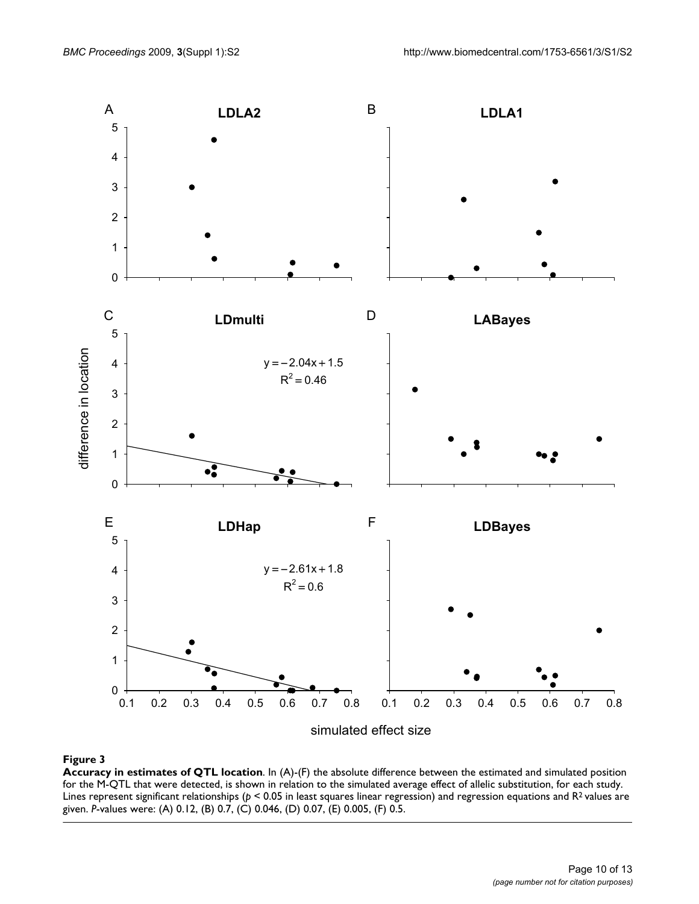**Figure 3**

**Accuracy in estimates of QTL location**. In (A)-(F) the absolute difference between the estimated and simulated position for the M-QTL that were detected, is shown in relation to the simulated average effect of allelic substitution, for each study. Lines represent significant relationships ($p < 0.05$ in least squares linear regression) and regression equations and $R^2$ values are given. *P*-values were: (A) 0.12, (B) 0.7, (C) 0.046, (D) 0.07, (E) 0.005, (F) 0.5.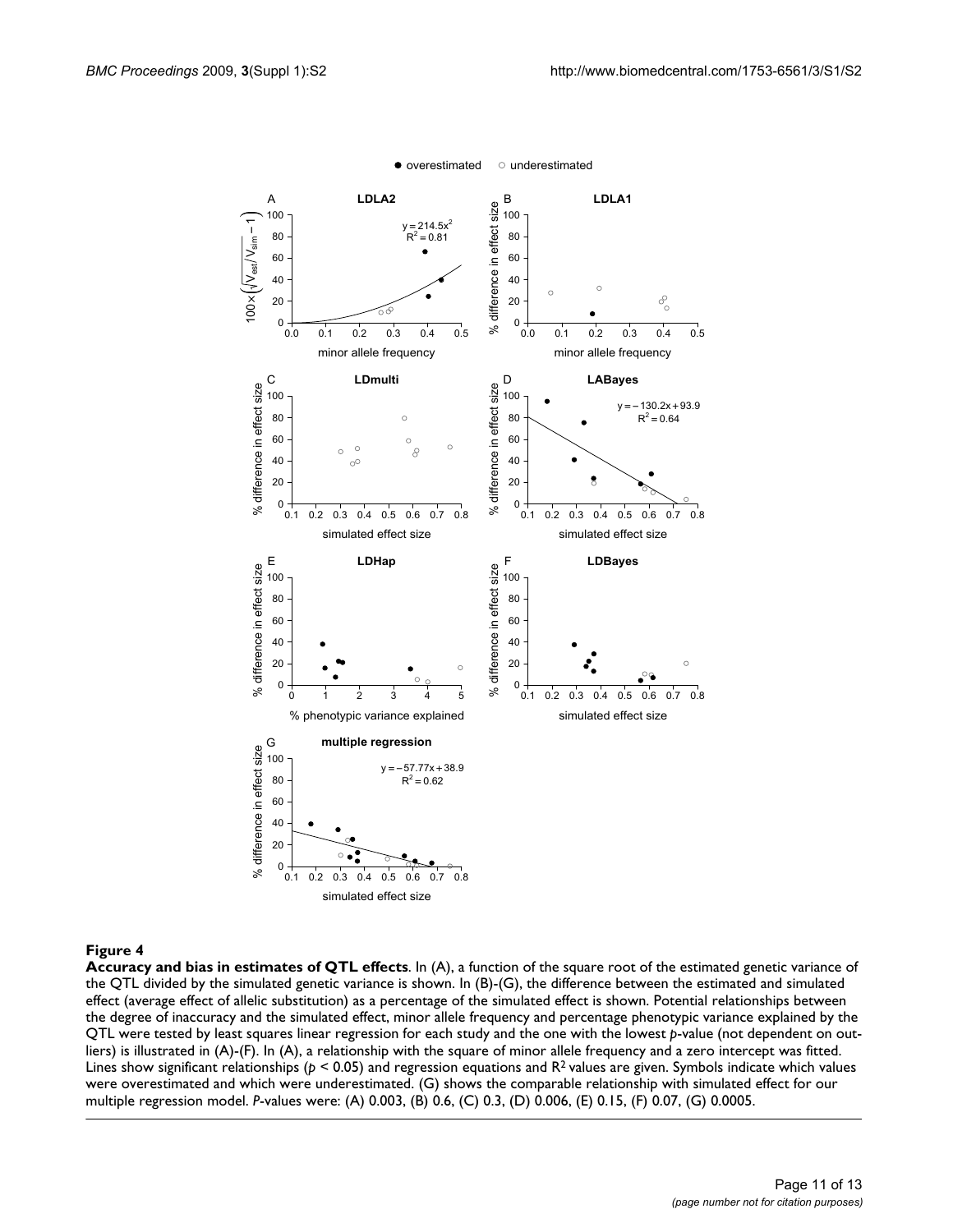**Figure 4**

**Accuracy and bias in estimates of QTL effects**. In (A), a function of the square root of the estimated genetic variance of the QTL divided by the simulated genetic variance is shown. In (B)-(G), the difference between the estimated and simulated effect (average effect of allelic substitution) as a percentage of the simulated effect is shown. Potential relationships between the degree of inaccuracy and the simulated effect, minor allele frequency and percentage phenotypic variance explained by the QTL were tested by least squares linear regression for each study and the one with the lowest *p*-value (not dependent on outliers) is illustrated in (A)-(F). In (A), a relationship with the square of minor allele frequency and a zero intercept was fitted. Lines show significant relationships ($p < 0.05$) and regression equations and $R^2$ values are given. Symbols indicate which values were overestimated and which were underestimated. (G) shows the comparable relationship with simulated effect for our multiple regression model. *P*-values were: (A) 0.003, (B) 0.6, (C) 0.3, (D) 0.006, (E) 0.15, (F) 0.07, (G) 0.0005.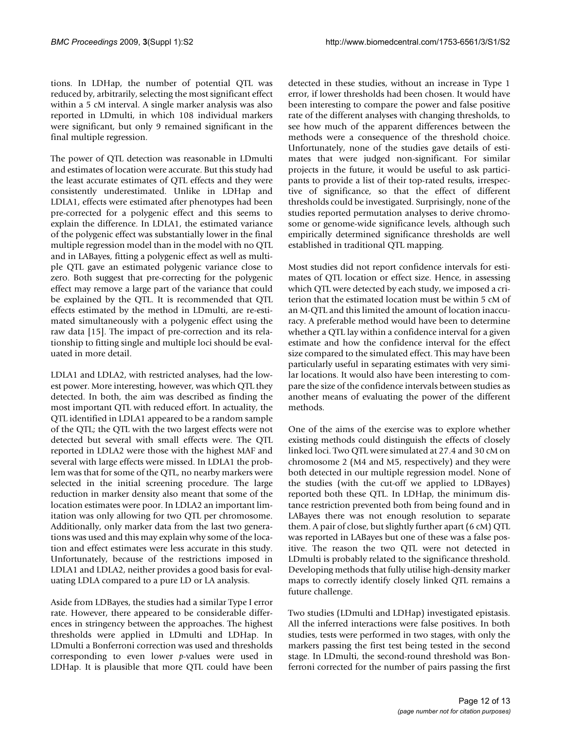tions. In LDHap, the number of potential QTL was reduced by, arbitrarily, selecting the most significant effect within a 5 cM interval. A single marker analysis was also reported in LDmulti, in which 108 individual markers were significant, but only 9 remained significant in the final multiple regression.

The power of QTL detection was reasonable in LDmulti and estimates of location were accurate. But this study had the least accurate estimates of QTL effects and they were consistently underestimated. Unlike in LDHap and LDLA1, effects were estimated after phenotypes had been pre-corrected for a polygenic effect and this seems to explain the difference. In LDLA1, the estimated variance of the polygenic effect was substantially lower in the final multiple regression model than in the model with no QTL and in LABayes, fitting a polygenic effect as well as multiple QTL gave an estimated polygenic variance close to zero. Both suggest that pre-correcting for the polygenic effect may remove a large part of the variance that could be explained by the QTL. It is recommended that QTL effects estimated by the method in LDmulti, are re-estimated simultaneously with a polygenic effect using the raw data [15]. The impact of pre-correction and its relationship to fitting single and multiple loci should be evaluated in more detail.

LDLA1 and LDLA2, with restricted analyses, had the lowest power. More interesting, however, was which QTL they detected. In both, the aim was described as finding the most important QTL with reduced effort. In actuality, the QTL identified in LDLA1 appeared to be a random sample of the QTL; the QTL with the two largest effects were not detected but several with small effects were. The QTL reported in LDLA2 were those with the highest MAF and several with large effects were missed. In LDLA1 the problem was that for some of the QTL, no nearby markers were selected in the initial screening procedure. The large reduction in marker density also meant that some of the location estimates were poor. In LDLA2 an important limitation was only allowing for two QTL per chromosome. Additionally, only marker data from the last two generations was used and this may explain why some of the location and effect estimates were less accurate in this study. Unfortunately, because of the restrictions imposed in LDLA1 and LDLA2, neither provides a good basis for evaluating LDLA compared to a pure LD or LA analysis.

Aside from LDBayes, the studies had a similar Type I error rate. However, there appeared to be considerable differences in stringency between the approaches. The highest thresholds were applied in LDmulti and LDHap. In LDmulti a Bonferroni correction was used and thresholds corresponding to even lower *p*-values were used in LDHap. It is plausible that more QTL could have been detected in these studies, without an increase in Type 1 error, if lower thresholds had been chosen. It would have been interesting to compare the power and false positive rate of the different analyses with changing thresholds, to see how much of the apparent differences between the methods were a consequence of the threshold choice. Unfortunately, none of the studies gave details of estimates that were judged non-significant. For similar projects in the future, it would be useful to ask participants to provide a list of their top-rated results, irrespective of significance, so that the effect of different thresholds could be investigated. Surprisingly, none of the studies reported permutation analyses to derive chromosome or genome-wide significance levels, although such empirically determined significance thresholds are well established in traditional QTL mapping.

Most studies did not report confidence intervals for estimates of QTL location or effect size. Hence, in assessing which QTL were detected by each study, we imposed a criterion that the estimated location must be within 5 cM of an M-QTL and this limited the amount of location inaccuracy. A preferable method would have been to determine whether a QTL lay within a confidence interval for a given estimate and how the confidence interval for the effect size compared to the simulated effect. This may have been particularly useful in separating estimates with very similar locations. It would also have been interesting to compare the size of the confidence intervals between studies as another means of evaluating the power of the different methods.

One of the aims of the exercise was to explore whether existing methods could distinguish the effects of closely linked loci. Two QTL were simulated at 27.4 and 30 cM on chromosome 2 (M4 and M5, respectively) and they were both detected in our multiple regression model. None of the studies (with the cut-off we applied to LDBayes) reported both these QTL. In LDHap, the minimum distance restriction prevented both from being found and in LABayes there was not enough resolution to separate them. A pair of close, but slightly further apart (6 cM) QTL was reported in LABayes but one of these was a false positive. The reason the two QTL were not detected in LDmulti is probably related to the significance threshold. Developing methods that fully utilise high-density marker maps to correctly identify closely linked QTL remains a future challenge.

Two studies (LDmulti and LDHap) investigated epistasis. All the inferred interactions were false positives. In both studies, tests were performed in two stages, with only the markers passing the first test being tested in the second stage. In LDmulti, the second-round threshold was Bonferroni corrected for the number of pairs passing the first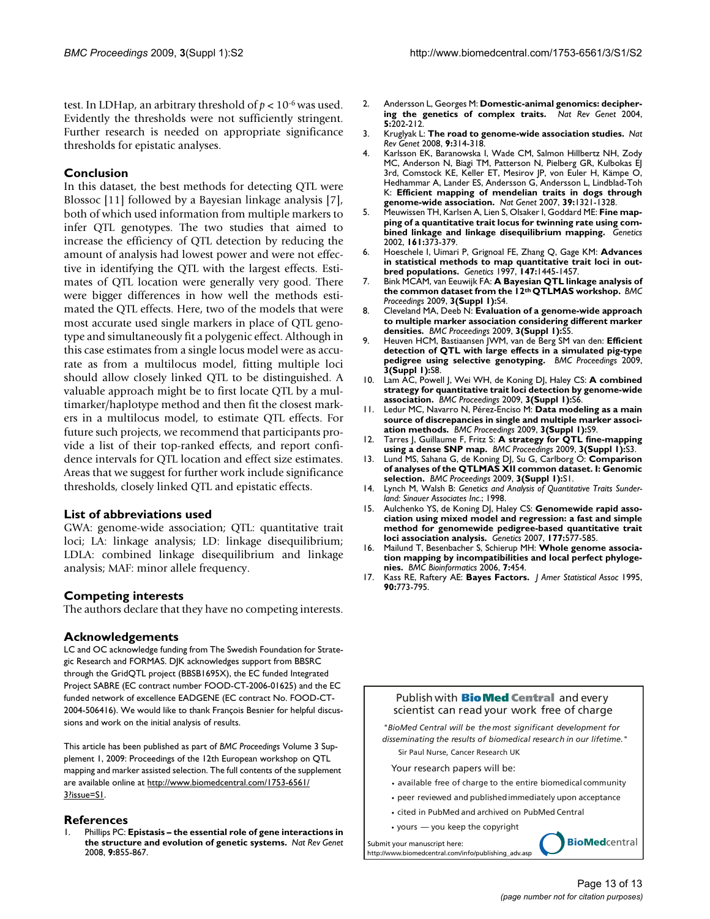test. In LDHap, an arbitrary threshold of $p < 10^{-6}$ was used. Evidently the thresholds were not sufficiently stringent. Further research is needed on appropriate significance thresholds for epistatic analyses.

## Conclusion

In this dataset, the best methods for detecting QTL were Blossoc [11] followed by a Bayesian linkage analysis [7], both of which used information from multiple markers to infer QTL genotypes. The two studies that aimed to increase the efficiency of QTL detection by reducing the amount of analysis had lowest power and were not effective in identifying the QTL with the largest effects. Estimates of QTL location were generally very good. There were bigger differences in how well the methods estimated the QTL effects. Here, two of the models that were most accurate used single markers in place of QTL genotype and simultaneously fit a polygenic effect. Although in this case estimates from a single locus model were as accurate as from a multilocus model, fitting multiple loci should allow closely linked QTL to be distinguished. A valuable approach might be to first locate QTL by a multimarker/haplotype method and then fit the closest markers in a multilocus model, to estimate QTL effects. For future such projects, we recommend that participants provide a list of their top-ranked effects, and report confidence intervals for QTL location and effect size estimates. Areas that we suggest for further work include significance thresholds, closely linked QTL and epistatic effects.

## List of abbreviations used

GWA: genome-wide association; QTL: quantitative trait loci; LA: linkage analysis; LD: linkage disequilibrium; LDLA: combined linkage disequilibrium and linkage analysis; MAF: minor allele frequency.

## Competing interests

The authors declare that they have no competing interests.

## Acknowledgements

LC and OC acknowledge funding from The Swedish Foundation for Strategic Research and FORMAS. DJK acknowledges support from BBSRC through the GridQTL project (BBSB1695X), the EC funded Integrated Project SABRE (EC contract number FOOD-CT-2006-01625) and the EC funded network of excellence EADGENE (EC contract No. FOOD-CT-2004-506416). We would like to thank François Besnier for helpful discussions and work on the initial analysis of results.

This article has been published as part of *BMC Proceedings* Volume 3 Supplement 1, 2009: Proceedings of the 12th European workshop on QTL mapping and marker assisted selection. The full contents of the supplement are available online at http://www.biomedcentral.com/1753-6561/3?issue=S1.

## References

1. Phillips PC: **Epistasis – the essential role of gene interactions in the structure and evolution of genetic systems.** *Nat Rev Genet* 2008, **9:**855-867.
2. Andersson L, Georges M: **Domestic-animal genomics: deciphering the genetics of complex traits.** *Nat Rev Genet* 2004, **5:**202-212.
3. Kruglyak L: **The road to genome-wide association studies.** *Nat Rev Genet* 2008, **9:**314-318.
4. Karlsson EK, Baranowska I, Wade CM, Salmon Hillbertz NH, Zody MC, Anderson N, Biagi TM, Patterson N, Pielberg GR, Kulbokas EJ 3rd, Comstock KE, Keller ET, Mesirov JP, von Euler H, Kämpe O, Hedhammar A, Lander ES, Andersson G, Andersson L, Lindblad-Toh K: **Efficient mapping of mendelian traits in dogs through genome-wide association.** *Nat Genet* 2007, **39:**1321-1328.
5. Meuwissen TH, Karlsen A, Lien S, Olsaker I, Goddard ME: **Fine mapping of a quantitative trait locus for twinning rate using combined linkage and linkage disequilibrium mapping.** *Genetics* 2002, **161:**373-379.
6. Hoeschele I, Uimari P, Grignoal FE, Zhang Q, Gage KM: **Advances in statistical methods to map quantitative trait loci in outbred populations.** *Genetics* 1997, **147:**1445-1457.
7. Bink MCAM, van Eeuwijk FA: **A Bayesian QTL linkage analysis of the common dataset from the 12th QTLMAS workshop.** *BMC Proceedings* 2009, **3(Suppl 1):**S4.
8. Cleveland MA, Deeb N: **Evaluation of a genome-wide approach to multiple marker association considering different marker densities.** *BMC Proceedings* 2009, **3(Suppl 1):**S5.
9. Heuven HCM, Bastiaansen JWM, van de Berg SM van den: **Efficient detection of QTL with large effects in a simulated pig-type pedigree using selective genotyping.** *BMC Proceedings* 2009, **3(Suppl 1):**S8.
10. Lam AC, Powell J, Wei WH, de Koning DJ, Haley CS: **A combined strategy for quantitative trait loci detection by genome-wide association.** *BMC Proceedings* 2009, **3(Suppl 1):**S6.
11. Ledur MC, Navarro N, Pérez-Enciso M: **Data modeling as a main source of discrepancies in single and multiple marker association methods.** *BMC Proceedings* 2009, **3(Suppl 1):**S9.
12. Tarres J, Guillaume F, Fritz S: **A strategy for QTL fine-mapping using a dense SNP map.** *BMC Proceedings* 2009, **3(Suppl 1):**S3.
13. Lund MS, Sahana G, de Koning DJ, Su G, Carlborg Ö: **Comparison of analyses of the QTLMAS XII common dataset. I: Genomic selection.** *BMC Proceedings* 2009, **3(Suppl 1):**S1.
14. Lynch M, Walsh B: *Genetics and Analysis of Quantitative Traits Sunderland: Sinauer Associates Inc.*; 1998.
15. Aulchenko YS, de Koning DJ, Haley CS: **Genomewide rapid association using mixed model and regression: a fast and simple method for genomewide pedigree-based quantitative trait loci association analysis.** *Genetics* 2007, **177:**577-585.
16. Mailund T, Besenbacher S, Schierup MH: **Whole genome association mapping by incompatibilities and local perfect phylogenies.** *BMC Bioinformatics* 2006, **7:**454.
17. Kass RE, Raftery AE: **Bayes Factors.** *J Amer Statistical Assoc* 1995, **90:**773-795.